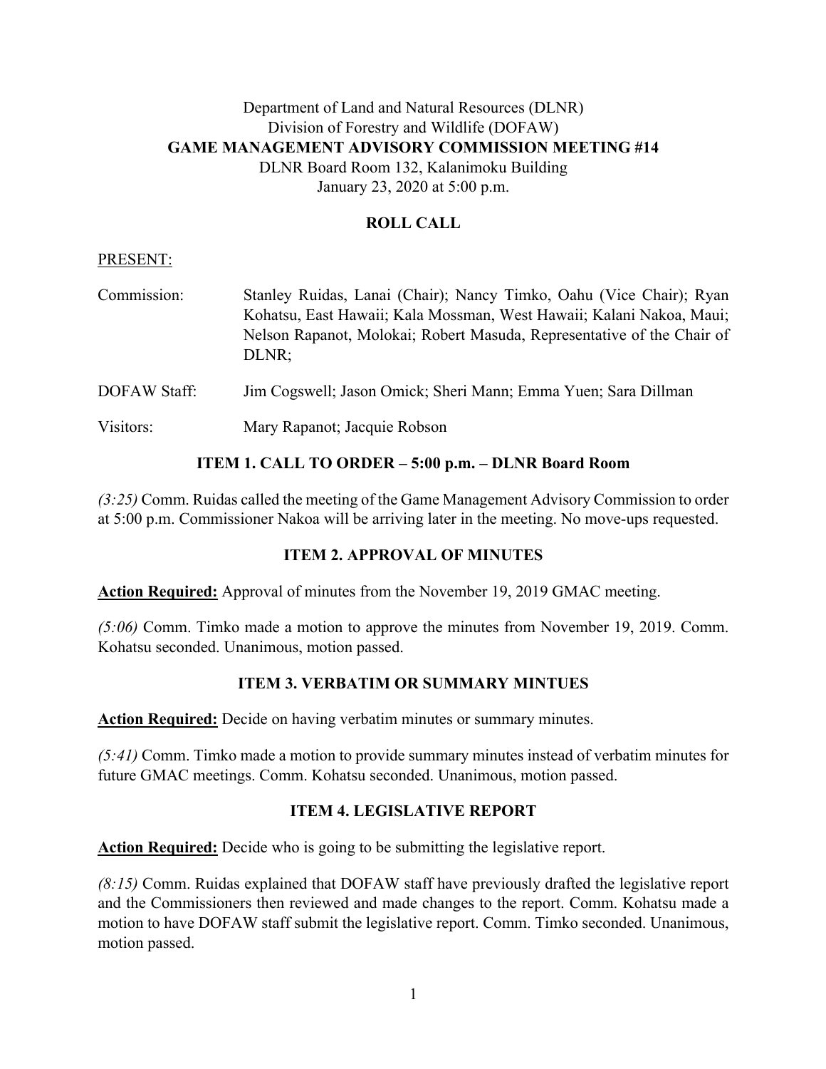Department of Land and Natural Resources (DLNR)
Division of Forestry and Wildlife (DOFAW)

# GAME MANAGEMENT ADVISORY COMMISSION MEETING #14

DLNR Board Room 132, Kalanimoku Building
January 23, 2020 at 5:00 p.m.

## ROLL CALL

PRESENT:

Commission: Stanley Ruidas, Lanai (Chair); Nancy Timko, Oahu (Vice Chair); Ryan Kohatsu, East Hawaii; Kala Mossman, West Hawaii; Kalani Nakoa, Maui; Nelson Rapanot, Molokai; Robert Masuda, Representative of the Chair of DLNR;

DOFAW Staff: Jim Cogswell; Jason Omick; Sheri Mann; Emma Yuen; Sara Dillman

Visitors: Mary Rapanot; Jacquie Robson

## ITEM 1. CALL TO ORDER – 5:00 p.m. – DLNR Board Room

*(3:25)* Comm. Ruidas called the meeting of the Game Management Advisory Commission to order at 5:00 p.m. Commissioner Nakoa will be arriving later in the meeting. No move-ups requested.

## ITEM 2. APPROVAL OF MINUTES

**Action Required:** Approval of minutes from the November 19, 2019 GMAC meeting.

*(5:06)* Comm. Timko made a motion to approve the minutes from November 19, 2019. Comm. Kohatsu seconded. Unanimous, motion passed.

## ITEM 3. VERBATIM OR SUMMARY MINTUES

**Action Required:** Decide on having verbatim minutes or summary minutes.

*(5:41)* Comm. Timko made a motion to provide summary minutes instead of verbatim minutes for future GMAC meetings. Comm. Kohatsu seconded. Unanimous, motion passed.

## ITEM 4. LEGISLATIVE REPORT

**Action Required:** Decide who is going to be submitting the legislative report.

*(8:15)* Comm. Ruidas explained that DOFAW staff have previously drafted the legislative report and the Commissioners then reviewed and made changes to the report. Comm. Kohatsu made a motion to have DOFAW staff submit the legislative report. Comm. Timko seconded. Unanimous, motion passed.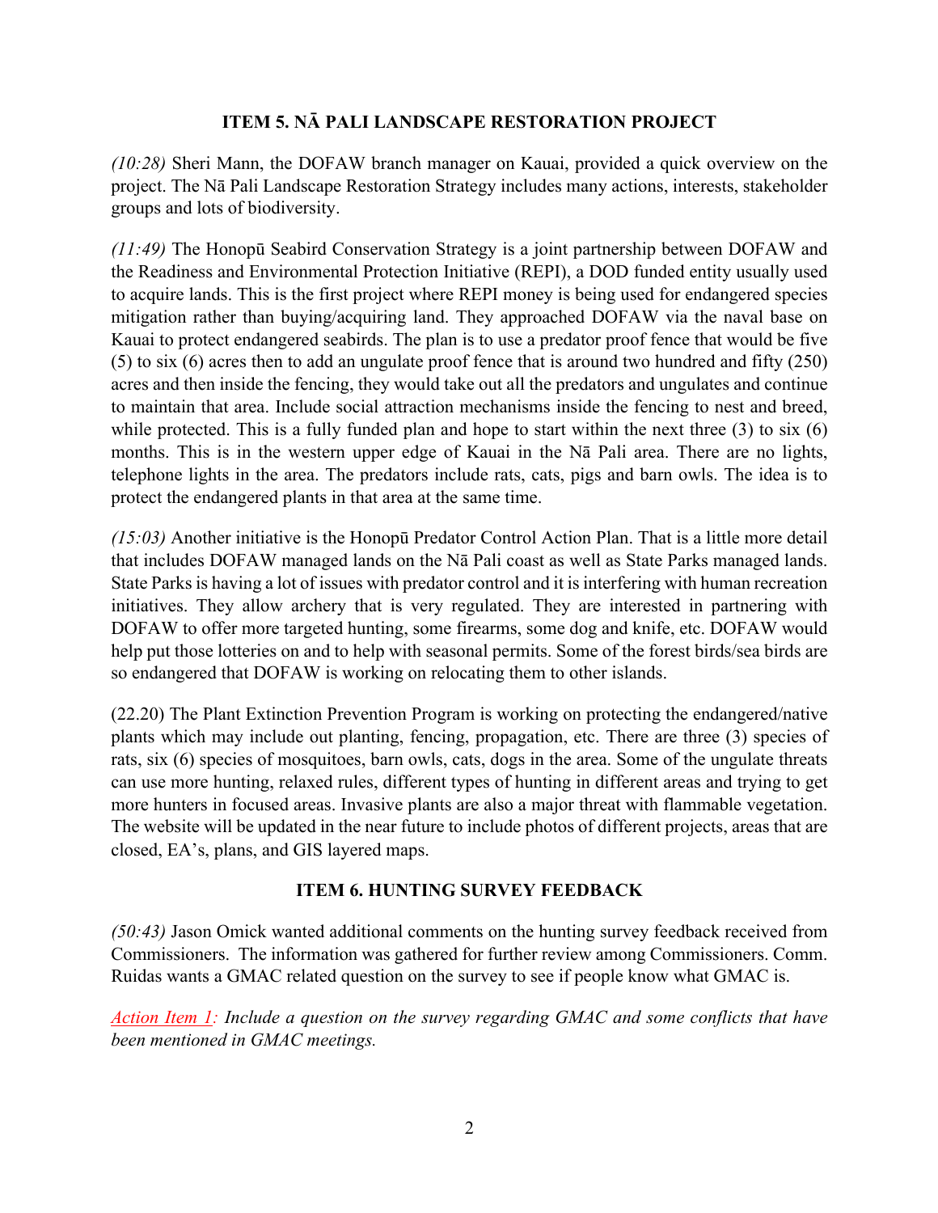## ITEM 5. NĀ PALI LANDSCAPE RESTORATION PROJECT

*(10:28)* Sheri Mann, the DOFAW branch manager on Kauai, provided a quick overview on the project. The Nā Pali Landscape Restoration Strategy includes many actions, interests, stakeholder groups and lots of biodiversity.

*(11:49)* The Honopū Seabird Conservation Strategy is a joint partnership between DOFAW and the Readiness and Environmental Protection Initiative (REPI), a DOD funded entity usually used to acquire lands. This is the first project where REPI money is being used for endangered species mitigation rather than buying/acquiring land. They approached DOFAW via the naval base on Kauai to protect endangered seabirds. The plan is to use a predator proof fence that would be five (5) to six (6) acres then to add an ungulate proof fence that is around two hundred and fifty (250) acres and then inside the fencing, they would take out all the predators and ungulates and continue to maintain that area. Include social attraction mechanisms inside the fencing to nest and breed, while protected. This is a fully funded plan and hope to start within the next three (3) to six (6) months. This is in the western upper edge of Kauai in the Nā Pali area. There are no lights, telephone lights in the area. The predators include rats, cats, pigs and barn owls. The idea is to protect the endangered plants in that area at the same time.

*(15:03)* Another initiative is the Honopū Predator Control Action Plan. That is a little more detail that includes DOFAW managed lands on the Nā Pali coast as well as State Parks managed lands. State Parks is having a lot of issues with predator control and it is interfering with human recreation initiatives. They allow archery that is very regulated. They are interested in partnering with DOFAW to offer more targeted hunting, some firearms, some dog and knife, etc. DOFAW would help put those lotteries on and to help with seasonal permits. Some of the forest birds/sea birds are so endangered that DOFAW is working on relocating them to other islands.

(22.20) The Plant Extinction Prevention Program is working on protecting the endangered/native plants which may include out planting, fencing, propagation, etc. There are three (3) species of rats, six (6) species of mosquitoes, barn owls, cats, dogs in the area. Some of the ungulate threats can use more hunting, relaxed rules, different types of hunting in different areas and trying to get more hunters in focused areas. Invasive plants are also a major threat with flammable vegetation. The website will be updated in the near future to include photos of different projects, areas that are closed, EA's, plans, and GIS layered maps.

## ITEM 6. HUNTING SURVEY FEEDBACK

*(50:43)* Jason Omick wanted additional comments on the hunting survey feedback received from Commissioners. The information was gathered for further review among Commissioners. Comm. Ruidas wants a GMAC related question on the survey to see if people know what GMAC is.

*Action Item 1: Include a question on the survey regarding GMAC and some conflicts that have been mentioned in GMAC meetings.*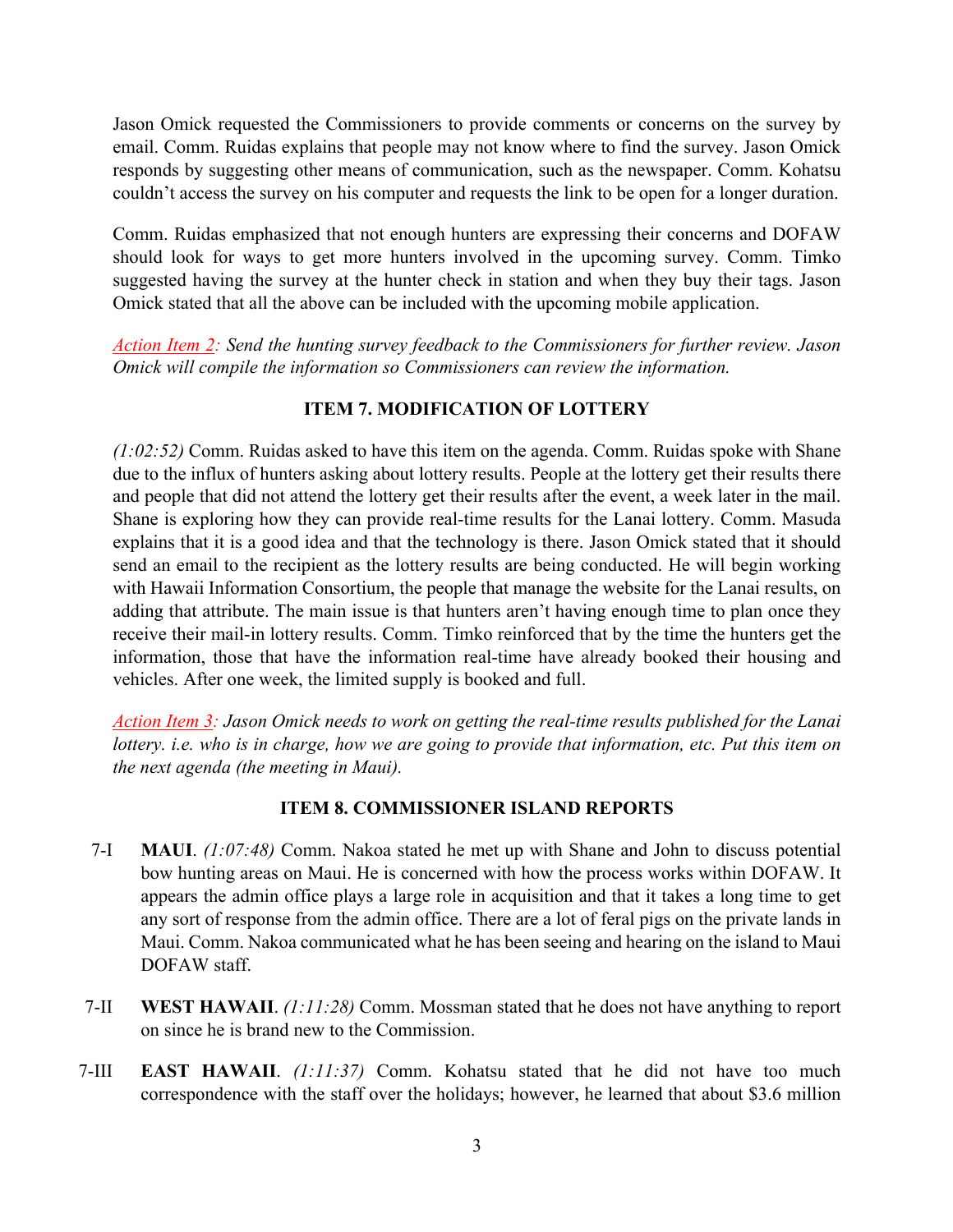Jason Omick requested the Commissioners to provide comments or concerns on the survey by email. Comm. Ruidas explains that people may not know where to find the survey. Jason Omick responds by suggesting other means of communication, such as the newspaper. Comm. Kohatsu couldn't access the survey on his computer and requests the link to be open for a longer duration.

Comm. Ruidas emphasized that not enough hunters are expressing their concerns and DOFAW should look for ways to get more hunters involved in the upcoming survey. Comm. Timko suggested having the survey at the hunter check in station and when they buy their tags. Jason Omick stated that all the above can be included with the upcoming mobile application.

*Action Item 2: Send the hunting survey feedback to the Commissioners for further review. Jason Omick will compile the information so Commissioners can review the information.*

### ITEM 7. MODIFICATION OF LOTTERY

*(1:02:52)* Comm. Ruidas asked to have this item on the agenda. Comm. Ruidas spoke with Shane due to the influx of hunters asking about lottery results. People at the lottery get their results there and people that did not attend the lottery get their results after the event, a week later in the mail. Shane is exploring how they can provide real-time results for the Lanai lottery. Comm. Masuda explains that it is a good idea and that the technology is there. Jason Omick stated that it should send an email to the recipient as the lottery results are being conducted. He will begin working with Hawaii Information Consortium, the people that manage the website for the Lanai results, on adding that attribute. The main issue is that hunters aren't having enough time to plan once they receive their mail-in lottery results. Comm. Timko reinforced that by the time the hunters get the information, those that have the information real-time have already booked their housing and vehicles. After one week, the limited supply is booked and full.

*Action Item 3: Jason Omick needs to work on getting the real-time results published for the Lanai lottery. i.e. who is in charge, how we are going to provide that information, etc. Put this item on the next agenda (the meeting in Maui).*

### ITEM 8. COMMISSIONER ISLAND REPORTS

7-I **MAUI**. *(1:07:48)* Comm. Nakoa stated he met up with Shane and John to discuss potential bow hunting areas on Maui. He is concerned with how the process works within DOFAW. It appears the admin office plays a large role in acquisition and that it takes a long time to get any sort of response from the admin office. There are a lot of feral pigs on the private lands in Maui. Comm. Nakoa communicated what he has been seeing and hearing on the island to Maui DOFAW staff.

7-II **WEST HAWAII**. *(1:11:28)* Comm. Mossman stated that he does not have anything to report on since he is brand new to the Commission.

7-III **EAST HAWAII**. *(1:11:37)* Comm. Kohatsu stated that he did not have too much correspondence with the staff over the holidays; however, he learned that about $3.6 million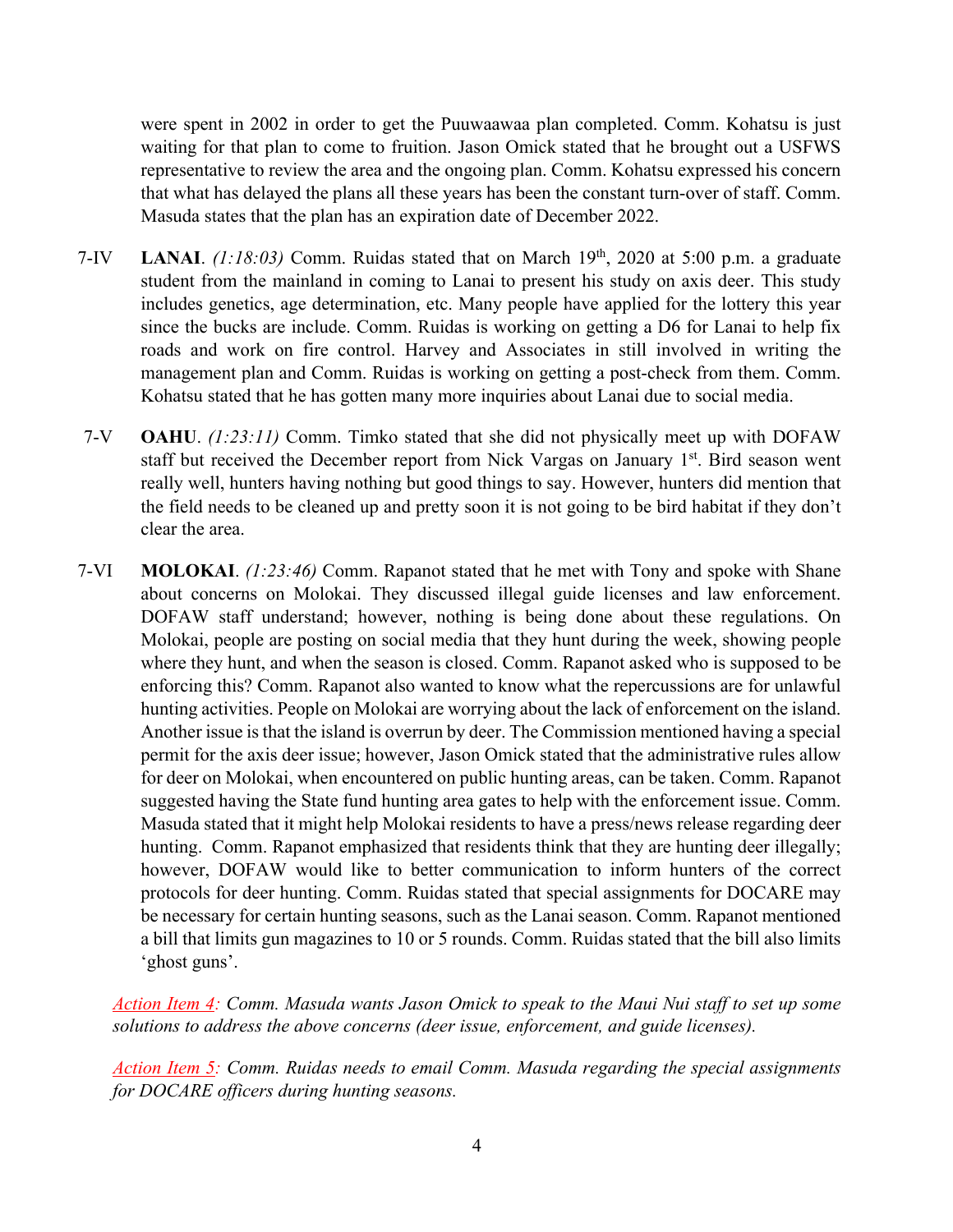were spent in 2002 in order to get the Puuwaawaa plan completed. Comm. Kohatsu is just waiting for that plan to come to fruition. Jason Omick stated that he brought out a USFWS representative to review the area and the ongoing plan. Comm. Kohatsu expressed his concern that what has delayed the plans all these years has been the constant turn-over of staff. Comm. Masuda states that the plan has an expiration date of December 2022.

7-IV **LANAI**. *(1:18:03)* Comm. Ruidas stated that on March 19th, 2020 at 5:00 p.m. a graduate student from the mainland in coming to Lanai to present his study on axis deer. This study includes genetics, age determination, etc. Many people have applied for the lottery this year since the bucks are include. Comm. Ruidas is working on getting a D6 for Lanai to help fix roads and work on fire control. Harvey and Associates in still involved in writing the management plan and Comm. Ruidas is working on getting a post-check from them. Comm. Kohatsu stated that he has gotten many more inquiries about Lanai due to social media.

7-V **OAHU**. *(1:23:11)* Comm. Timko stated that she did not physically meet up with DOFAW staff but received the December report from Nick Vargas on January 1st. Bird season went really well, hunters having nothing but good things to say. However, hunters did mention that the field needs to be cleaned up and pretty soon it is not going to be bird habitat if they don't clear the area.

7-VI **MOLOKAI**. *(1:23:46)* Comm. Rapanot stated that he met with Tony and spoke with Shane about concerns on Molokai. They discussed illegal guide licenses and law enforcement. DOFAW staff understand; however, nothing is being done about these regulations. On Molokai, people are posting on social media that they hunt during the week, showing people where they hunt, and when the season is closed. Comm. Rapanot asked who is supposed to be enforcing this? Comm. Rapanot also wanted to know what the repercussions are for unlawful hunting activities. People on Molokai are worrying about the lack of enforcement on the island. Another issue is that the island is overrun by deer. The Commission mentioned having a special permit for the axis deer issue; however, Jason Omick stated that the administrative rules allow for deer on Molokai, when encountered on public hunting areas, can be taken. Comm. Rapanot suggested having the State fund hunting area gates to help with the enforcement issue. Comm. Masuda stated that it might help Molokai residents to have a press/news release regarding deer hunting. Comm. Rapanot emphasized that residents think that they are hunting deer illegally; however, DOFAW would like to better communication to inform hunters of the correct protocols for deer hunting. Comm. Ruidas stated that special assignments for DOCARE may be necessary for certain hunting seasons, such as the Lanai season. Comm. Rapanot mentioned a bill that limits gun magazines to 10 or 5 rounds. Comm. Ruidas stated that the bill also limits 'ghost guns'.

*Action Item 4: Comm. Masuda wants Jason Omick to speak to the Maui Nui staff to set up some solutions to address the above concerns (deer issue, enforcement, and guide licenses).*

*Action Item 5: Comm. Ruidas needs to email Comm. Masuda regarding the special assignments for DOCARE officers during hunting seasons.*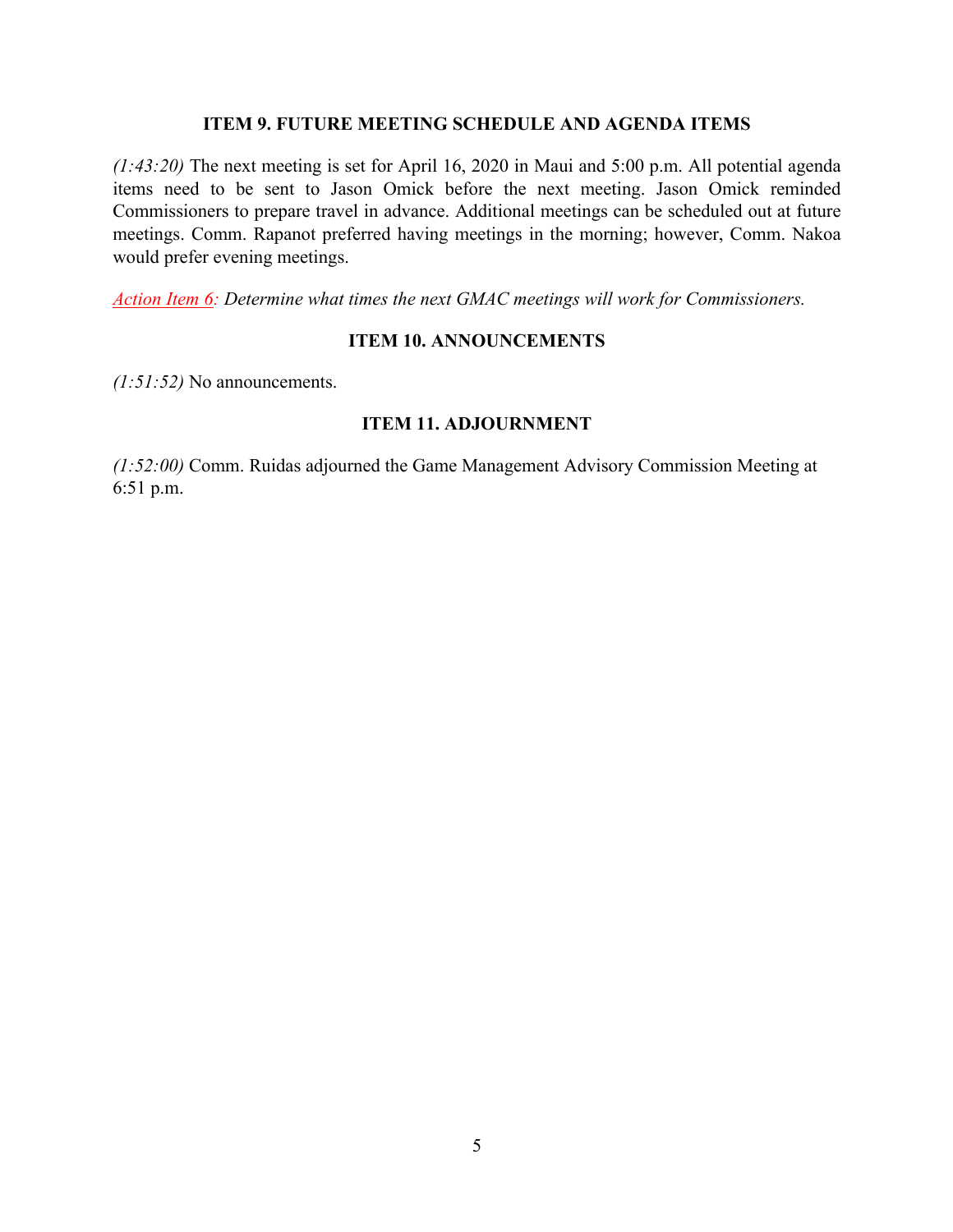**ITEM 9. FUTURE MEETING SCHEDULE AND AGENDA ITEMS**

*(1:43:20)* The next meeting is set for April 16, 2020 in Maui and 5:00 p.m. All potential agenda items need to be sent to Jason Omick before the next meeting. Jason Omick reminded Commissioners to prepare travel in advance. Additional meetings can be scheduled out at future meetings. Comm. Rapanot preferred having meetings in the morning; however, Comm. Nakoa would prefer evening meetings.

*Action Item 6: Determine what times the next GMAC meetings will work for Commissioners.*

**ITEM 10. ANNOUNCEMENTS**

*(1:51:52)* No announcements.

**ITEM 11. ADJOURNMENT**

*(1:52:00)* Comm. Ruidas adjourned the Game Management Advisory Commission Meeting at 6:51 p.m.